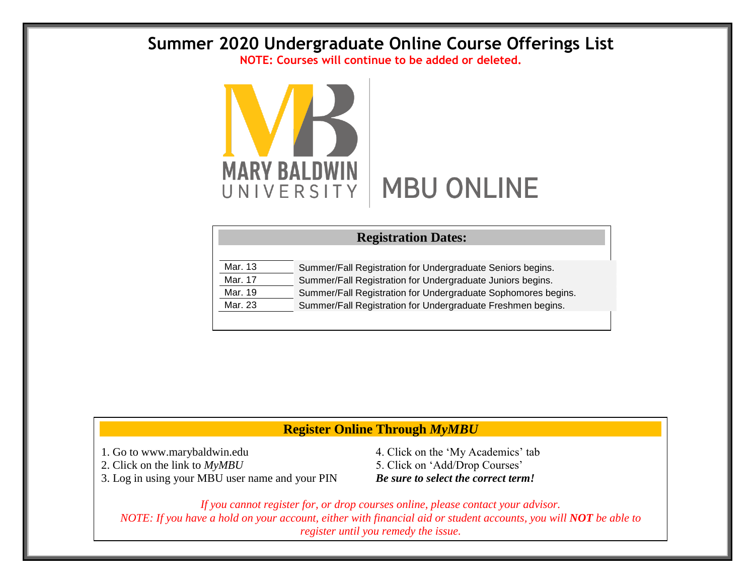# Summer 2020 Undergraduate Online Course Offerings List

**NOTE: Courses will continue to be added or deleted.**

MARY BALDWIN UNIVERSITY | MBU ONLINE

## Registration Dates:

| | |
|---|---|
| Mar. 13 | Summer/Fall Registration for Undergraduate Seniors begins. |
| Mar. 17 | Summer/Fall Registration for Undergraduate Juniors begins. |
| Mar. 19 | Summer/Fall Registration for Undergraduate Sophomores begins. |
| Mar. 23 | Summer/Fall Registration for Undergraduate Freshmen begins. |

## Register Online Through *MyMBU*

1. Go to www.marybaldwin.edu
2. Click on the link to *MyMBU*
3. Log in using your MBU user name and your PIN
4. Click on the 'My Academics' tab
5. Click on 'Add/Drop Courses'

***Be sure to select the correct term!***

*If you cannot register for, or drop courses online, please contact your advisor.*

*NOTE: If you have a hold on your account, either with financial aid or student accounts, you will **NOT** be able to register until you remedy the issue.*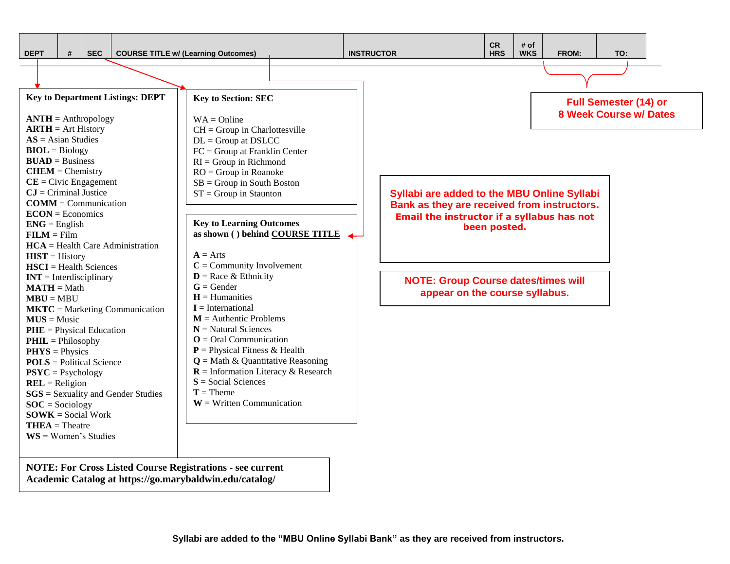| DEPT | # | SEC | COURSE TITLE w/ (Learning Outcomes) | INSTRUCTOR | CR HRS | # of WKS | FROM: | TO: |
| --- | --- | --- | --- | --- | --- | --- | --- | --- |

**Full Semester (14) or 8 Week Course w/ Dates**

**Key to Department Listings: DEPT**

**ANTH** = Anthropology
**ARTH** = Art History
**AS** = Asian Studies
**BIOL** = Biology
**BUAD** = Business
**CHEM** = Chemistry
**CE** = Civic Engagement
**CJ** = Criminal Justice
**COMM** = Communication
**ECON** = Economics
**ENG** = English
**FILM** = Film
**HCA** = Health Care Administration
**HIST** = History
**HSCI** = Health Sciences
**INT** = Interdisciplinary
**MATH** = Math
**MBU** = MBU
**MKTC** = Marketing Communication
**MUS** = Music
**PHE** = Physical Education
**PHIL** = Philosophy
**PHYS** = Physics
**POLS** = Political Science
**PSYC** = Psychology
**REL** = Religion
**SGS** = Sexuality and Gender Studies
**SOC** = Sociology
**SOWK** = Social Work
**THEA** = Theatre
**WS** = Women's Studies

**Key to Section: SEC**

WA = Online
CH = Group in Charlottesville
DL = Group at DSLCC
FC = Group at Franklin Center
RI = Group in Richmond
RO = Group in Roanoke
SB = Group in South Boston
ST = Group in Staunton

**Key to Learning Outcomes as shown ( ) behind COURSE TITLE**

**A** = Arts
**C** = Community Involvement
**D** = Race & Ethnicity
**G** = Gender
**H** = Humanities
**I** = International
**M** = Authentic Problems
**N** = Natural Sciences
**O** = Oral Communication
**P** = Physical Fitness & Health
**Q** = Math & Quantitative Reasoning
**R** = Information Literacy & Research
**S** = Social Sciences
**T** = Theme
**W** = Written Communication

**Syllabi are added to the MBU Online Syllabi Bank as they are received from instructors. Email the instructor if a syllabus has not been posted.**

**NOTE: Group Course dates/times will appear on the course syllabus.**

**NOTE: For Cross Listed Course Registrations - see current Academic Catalog at https://go.marybaldwin.edu/catalog/**

**Syllabi are added to the "MBU Online Syllabi Bank" as they are received from instructors.**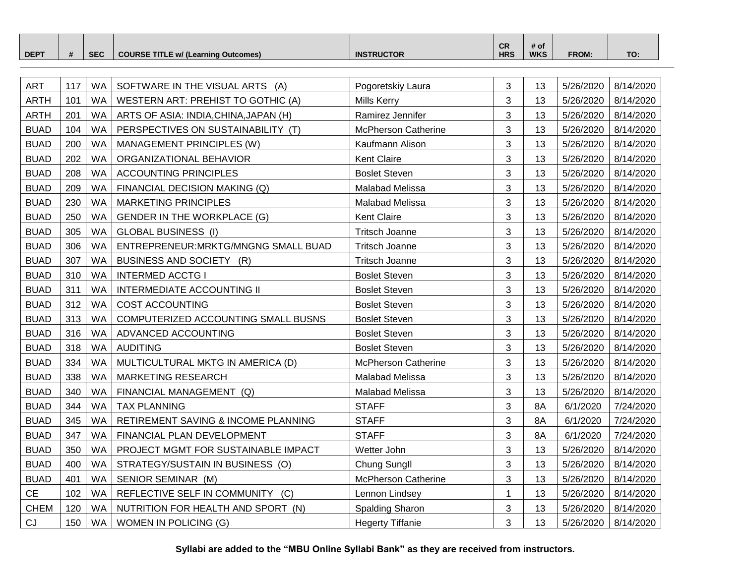| DEPT | # | SEC | COURSE TITLE w/ (Learning Outcomes) | INSTRUCTOR | CR HRS | # of WKS | FROM: | TO: |
|---|---|---|---|---|---|---|---|---|
| ART | 117 | WA | SOFTWARE IN THE VISUAL ARTS (A) | Pogoretskiy Laura | 3 | 13 | 5/26/2020 | 8/14/2020 |
| ARTH | 101 | WA | WESTERN ART: PREHIST TO GOTHIC (A) | Mills Kerry | 3 | 13 | 5/26/2020 | 8/14/2020 |
| ARTH | 201 | WA | ARTS OF ASIA: INDIA,CHINA,JAPAN (H) | Ramirez Jennifer | 3 | 13 | 5/26/2020 | 8/14/2020 |
| BUAD | 104 | WA | PERSPECTIVES ON SUSTAINABILITY (T) | McPherson Catherine | 3 | 13 | 5/26/2020 | 8/14/2020 |
| BUAD | 200 | WA | MANAGEMENT PRINCIPLES (W) | Kaufmann Alison | 3 | 13 | 5/26/2020 | 8/14/2020 |
| BUAD | 202 | WA | ORGANIZATIONAL BEHAVIOR | Kent Claire | 3 | 13 | 5/26/2020 | 8/14/2020 |
| BUAD | 208 | WA | ACCOUNTING PRINCIPLES | Boslet Steven | 3 | 13 | 5/26/2020 | 8/14/2020 |
| BUAD | 209 | WA | FINANCIAL DECISION MAKING (Q) | Malabad Melissa | 3 | 13 | 5/26/2020 | 8/14/2020 |
| BUAD | 230 | WA | MARKETING PRINCIPLES | Malabad Melissa | 3 | 13 | 5/26/2020 | 8/14/2020 |
| BUAD | 250 | WA | GENDER IN THE WORKPLACE (G) | Kent Claire | 3 | 13 | 5/26/2020 | 8/14/2020 |
| BUAD | 305 | WA | GLOBAL BUSINESS (I) | Tritsch Joanne | 3 | 13 | 5/26/2020 | 8/14/2020 |
| BUAD | 306 | WA | ENTREPRENEUR:MRKTG/MNGNG SMALL BUAD | Tritsch Joanne | 3 | 13 | 5/26/2020 | 8/14/2020 |
| BUAD | 307 | WA | BUSINESS AND SOCIETY (R) | Tritsch Joanne | 3 | 13 | 5/26/2020 | 8/14/2020 |
| BUAD | 310 | WA | INTERMED ACCTG I | Boslet Steven | 3 | 13 | 5/26/2020 | 8/14/2020 |
| BUAD | 311 | WA | INTERMEDIATE ACCOUNTING II | Boslet Steven | 3 | 13 | 5/26/2020 | 8/14/2020 |
| BUAD | 312 | WA | COST ACCOUNTING | Boslet Steven | 3 | 13 | 5/26/2020 | 8/14/2020 |
| BUAD | 313 | WA | COMPUTERIZED ACCOUNTING SMALL BUSNS | Boslet Steven | 3 | 13 | 5/26/2020 | 8/14/2020 |
| BUAD | 316 | WA | ADVANCED ACCOUNTING | Boslet Steven | 3 | 13 | 5/26/2020 | 8/14/2020 |
| BUAD | 318 | WA | AUDITING | Boslet Steven | 3 | 13 | 5/26/2020 | 8/14/2020 |
| BUAD | 334 | WA | MULTICULTURAL MKTG IN AMERICA (D) | McPherson Catherine | 3 | 13 | 5/26/2020 | 8/14/2020 |
| BUAD | 338 | WA | MARKETING RESEARCH | Malabad Melissa | 3 | 13 | 5/26/2020 | 8/14/2020 |
| BUAD | 340 | WA | FINANCIAL MANAGEMENT (Q) | Malabad Melissa | 3 | 13 | 5/26/2020 | 8/14/2020 |
| BUAD | 344 | WA | TAX PLANNING | STAFF | 3 | 8A | 6/1/2020 | 7/24/2020 |
| BUAD | 345 | WA | RETIREMENT SAVING & INCOME PLANNING | STAFF | 3 | 8A | 6/1/2020 | 7/24/2020 |
| BUAD | 347 | WA | FINANCIAL PLAN DEVELOPMENT | STAFF | 3 | 8A | 6/1/2020 | 7/24/2020 |
| BUAD | 350 | WA | PROJECT MGMT FOR SUSTAINABLE IMPACT | Wetter John | 3 | 13 | 5/26/2020 | 8/14/2020 |
| BUAD | 400 | WA | STRATEGY/SUSTAIN IN BUSINESS (O) | Chung SungIl | 3 | 13 | 5/26/2020 | 8/14/2020 |
| BUAD | 401 | WA | SENIOR SEMINAR (M) | McPherson Catherine | 3 | 13 | 5/26/2020 | 8/14/2020 |
| CE | 102 | WA | REFLECTIVE SELF IN COMMUNITY (C) | Lennon Lindsey | 1 | 13 | 5/26/2020 | 8/14/2020 |
| CHEM | 120 | WA | NUTRITION FOR HEALTH AND SPORT (N) | Spalding Sharon | 3 | 13 | 5/26/2020 | 8/14/2020 |
| CJ | 150 | WA | WOMEN IN POLICING (G) | Hegerty Tiffanie | 3 | 13 | 5/26/2020 | 8/14/2020 |

**Syllabi are added to the "MBU Online Syllabi Bank" as they are received from instructors.**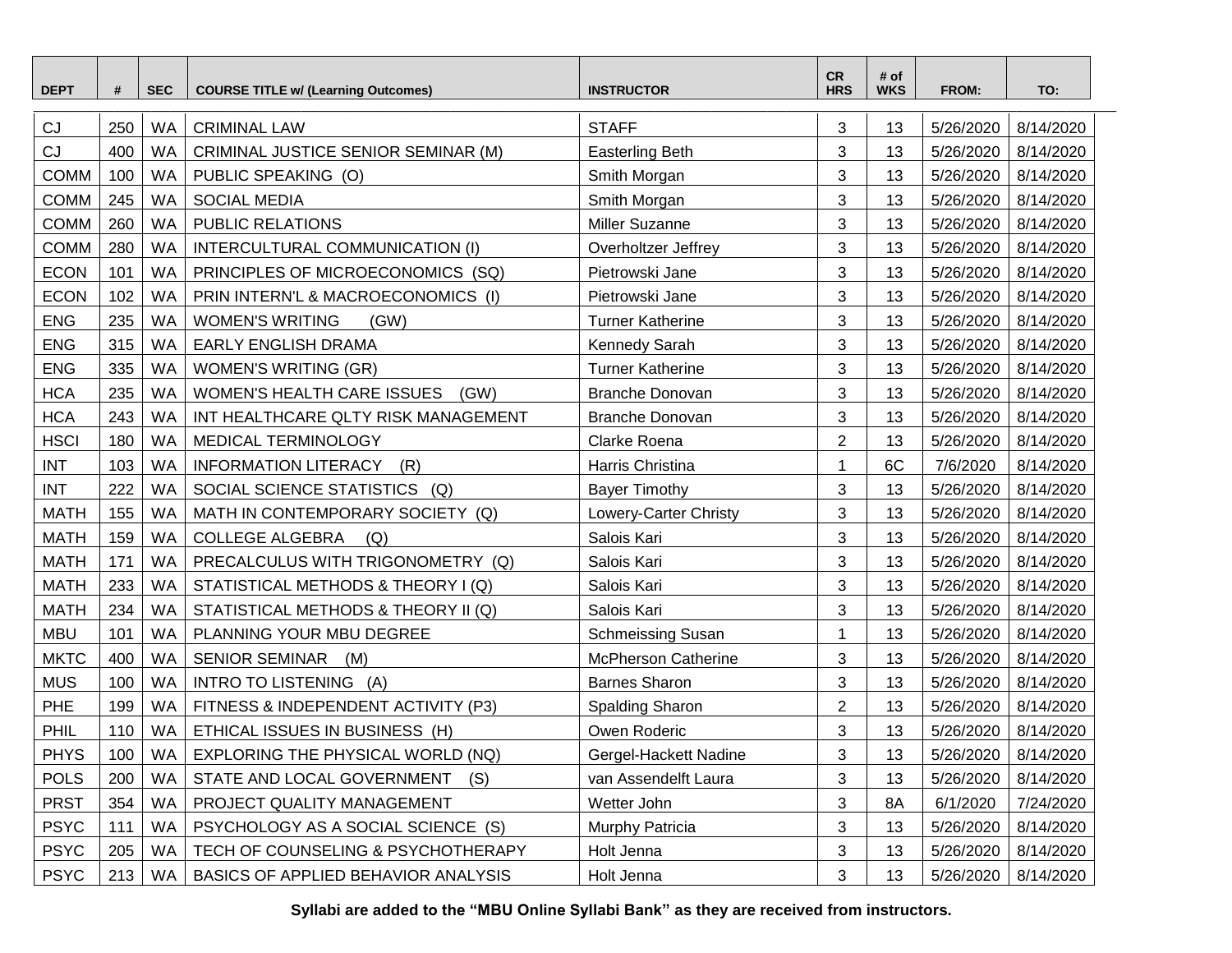| DEPT | # | SEC | COURSE TITLE w/ (Learning Outcomes) | INSTRUCTOR | CR HRS | # of WKS | FROM: | TO: |
|---|---|---|---|---|---|---|---|---|
| CJ | 250 | WA | CRIMINAL LAW | STAFF | 3 | 13 | 5/26/2020 | 8/14/2020 |
| CJ | 400 | WA | CRIMINAL JUSTICE SENIOR SEMINAR (M) | Easterling Beth | 3 | 13 | 5/26/2020 | 8/14/2020 |
| COMM | 100 | WA | PUBLIC SPEAKING (O) | Smith Morgan | 3 | 13 | 5/26/2020 | 8/14/2020 |
| COMM | 245 | WA | SOCIAL MEDIA | Smith Morgan | 3 | 13 | 5/26/2020 | 8/14/2020 |
| COMM | 260 | WA | PUBLIC RELATIONS | Miller Suzanne | 3 | 13 | 5/26/2020 | 8/14/2020 |
| COMM | 280 | WA | INTERCULTURAL COMMUNICATION (I) | Overholtzer Jeffrey | 3 | 13 | 5/26/2020 | 8/14/2020 |
| ECON | 101 | WA | PRINCIPLES OF MICROECONOMICS (SQ) | Pietrowski Jane | 3 | 13 | 5/26/2020 | 8/14/2020 |
| ECON | 102 | WA | PRIN INTERN'L & MACROECONOMICS (I) | Pietrowski Jane | 3 | 13 | 5/26/2020 | 8/14/2020 |
| ENG | 235 | WA | WOMEN'S WRITING (GW) | Turner Katherine | 3 | 13 | 5/26/2020 | 8/14/2020 |
| ENG | 315 | WA | EARLY ENGLISH DRAMA | Kennedy Sarah | 3 | 13 | 5/26/2020 | 8/14/2020 |
| ENG | 335 | WA | WOMEN'S WRITING (GR) | Turner Katherine | 3 | 13 | 5/26/2020 | 8/14/2020 |
| HCA | 235 | WA | WOMEN'S HEALTH CARE ISSUES (GW) | Branche Donovan | 3 | 13 | 5/26/2020 | 8/14/2020 |
| HCA | 243 | WA | INT HEALTHCARE QLTY RISK MANAGEMENT | Branche Donovan | 3 | 13 | 5/26/2020 | 8/14/2020 |
| HSCI | 180 | WA | MEDICAL TERMINOLOGY | Clarke Roena | 2 | 13 | 5/26/2020 | 8/14/2020 |
| INT | 103 | WA | INFORMATION LITERACY (R) | Harris Christina | 1 | 6C | 7/6/2020 | 8/14/2020 |
| INT | 222 | WA | SOCIAL SCIENCE STATISTICS (Q) | Bayer Timothy | 3 | 13 | 5/26/2020 | 8/14/2020 |
| MATH | 155 | WA | MATH IN CONTEMPORARY SOCIETY (Q) | Lowery-Carter Christy | 3 | 13 | 5/26/2020 | 8/14/2020 |
| MATH | 159 | WA | COLLEGE ALGEBRA (Q) | Salois Kari | 3 | 13 | 5/26/2020 | 8/14/2020 |
| MATH | 171 | WA | PRECALCULUS WITH TRIGONOMETRY (Q) | Salois Kari | 3 | 13 | 5/26/2020 | 8/14/2020 |
| MATH | 233 | WA | STATISTICAL METHODS & THEORY I (Q) | Salois Kari | 3 | 13 | 5/26/2020 | 8/14/2020 |
| MATH | 234 | WA | STATISTICAL METHODS & THEORY II (Q) | Salois Kari | 3 | 13 | 5/26/2020 | 8/14/2020 |
| MBU | 101 | WA | PLANNING YOUR MBU DEGREE | Schmeissing Susan | 1 | 13 | 5/26/2020 | 8/14/2020 |
| MKTC | 400 | WA | SENIOR SEMINAR (M) | McPherson Catherine | 3 | 13 | 5/26/2020 | 8/14/2020 |
| MUS | 100 | WA | INTRO TO LISTENING (A) | Barnes Sharon | 3 | 13 | 5/26/2020 | 8/14/2020 |
| PHE | 199 | WA | FITNESS & INDEPENDENT ACTIVITY (P3) | Spalding Sharon | 2 | 13 | 5/26/2020 | 8/14/2020 |
| PHIL | 110 | WA | ETHICAL ISSUES IN BUSINESS (H) | Owen Roderic | 3 | 13 | 5/26/2020 | 8/14/2020 |
| PHYS | 100 | WA | EXPLORING THE PHYSICAL WORLD (NQ) | Gergel-Hackett Nadine | 3 | 13 | 5/26/2020 | 8/14/2020 |
| POLS | 200 | WA | STATE AND LOCAL GOVERNMENT (S) | van Assendelft Laura | 3 | 13 | 5/26/2020 | 8/14/2020 |
| PRST | 354 | WA | PROJECT QUALITY MANAGEMENT | Wetter John | 3 | 8A | 6/1/2020 | 7/24/2020 |
| PSYC | 111 | WA | PSYCHOLOGY AS A SOCIAL SCIENCE (S) | Murphy Patricia | 3 | 13 | 5/26/2020 | 8/14/2020 |
| PSYC | 205 | WA | TECH OF COUNSELING & PSYCHOTHERAPY | Holt Jenna | 3 | 13 | 5/26/2020 | 8/14/2020 |
| PSYC | 213 | WA | BASICS OF APPLIED BEHAVIOR ANALYSIS | Holt Jenna | 3 | 13 | 5/26/2020 | 8/14/2020 |

**Syllabi are added to the "MBU Online Syllabi Bank" as they are received from instructors.**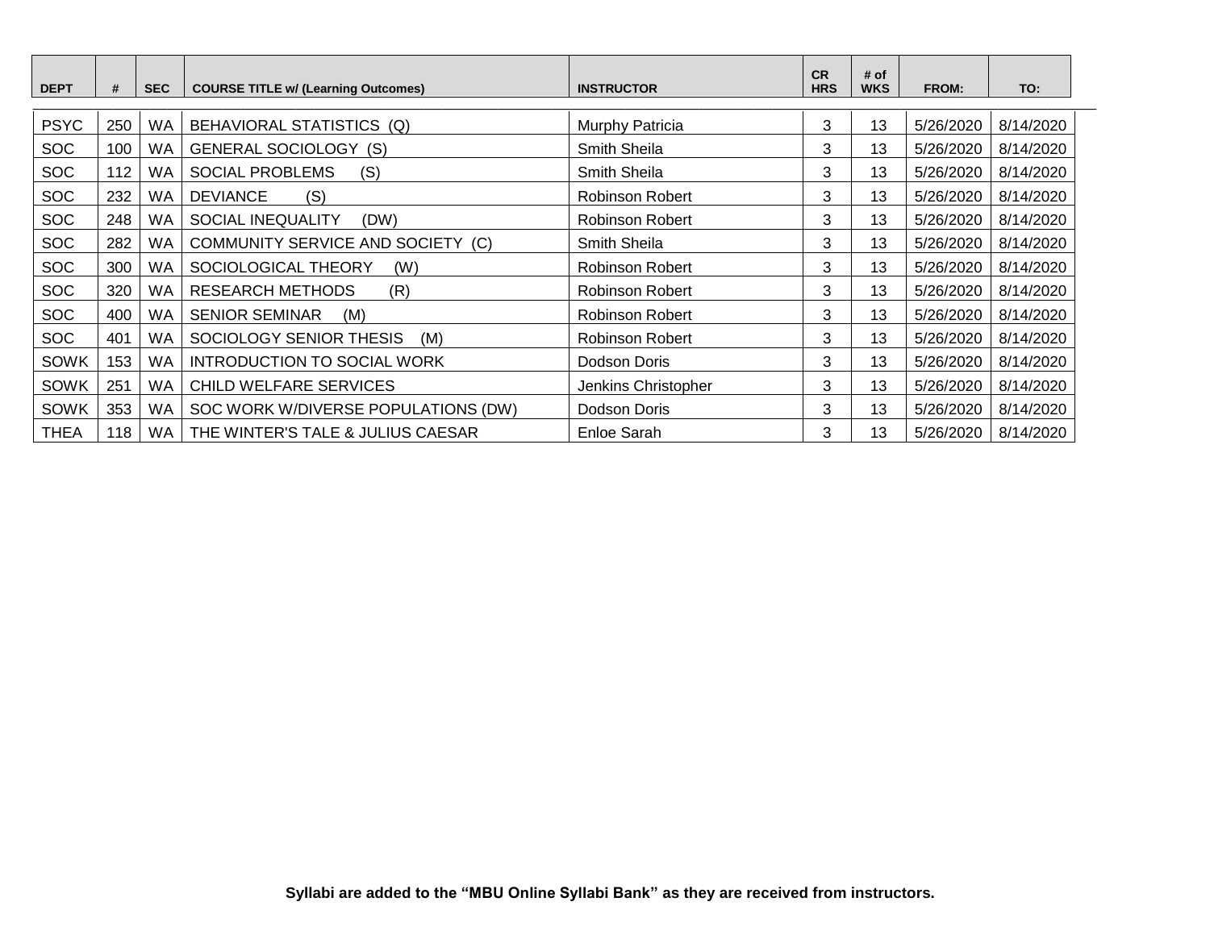| DEPT | # | SEC | COURSE TITLE w/ (Learning Outcomes) | INSTRUCTOR | CR HRS | # of WKS | FROM: | TO: |
|---|---|---|---|---|---|---|---|---|
| PSYC | 250 | WA | BEHAVIORAL STATISTICS (Q) | Murphy Patricia | 3 | 13 | 5/26/2020 | 8/14/2020 |
| SOC | 100 | WA | GENERAL SOCIOLOGY (S) | Smith Sheila | 3 | 13 | 5/26/2020 | 8/14/2020 |
| SOC | 112 | WA | SOCIAL PROBLEMS (S) | Smith Sheila | 3 | 13 | 5/26/2020 | 8/14/2020 |
| SOC | 232 | WA | DEVIANCE (S) | Robinson Robert | 3 | 13 | 5/26/2020 | 8/14/2020 |
| SOC | 248 | WA | SOCIAL INEQUALITY (DW) | Robinson Robert | 3 | 13 | 5/26/2020 | 8/14/2020 |
| SOC | 282 | WA | COMMUNITY SERVICE AND SOCIETY (C) | Smith Sheila | 3 | 13 | 5/26/2020 | 8/14/2020 |
| SOC | 300 | WA | SOCIOLOGICAL THEORY (W) | Robinson Robert | 3 | 13 | 5/26/2020 | 8/14/2020 |
| SOC | 320 | WA | RESEARCH METHODS (R) | Robinson Robert | 3 | 13 | 5/26/2020 | 8/14/2020 |
| SOC | 400 | WA | SENIOR SEMINAR (M) | Robinson Robert | 3 | 13 | 5/26/2020 | 8/14/2020 |
| SOC | 401 | WA | SOCIOLOGY SENIOR THESIS (M) | Robinson Robert | 3 | 13 | 5/26/2020 | 8/14/2020 |
| SOWK | 153 | WA | INTRODUCTION TO SOCIAL WORK | Dodson Doris | 3 | 13 | 5/26/2020 | 8/14/2020 |
| SOWK | 251 | WA | CHILD WELFARE SERVICES | Jenkins Christopher | 3 | 13 | 5/26/2020 | 8/14/2020 |
| SOWK | 353 | WA | SOC WORK W/DIVERSE POPULATIONS (DW) | Dodson Doris | 3 | 13 | 5/26/2020 | 8/14/2020 |
| THEA | 118 | WA | THE WINTER'S TALE & JULIUS CAESAR | Enloe Sarah | 3 | 13 | 5/26/2020 | 8/14/2020 |

**Syllabi are added to the "MBU Online Syllabi Bank" as they are received from instructors.**